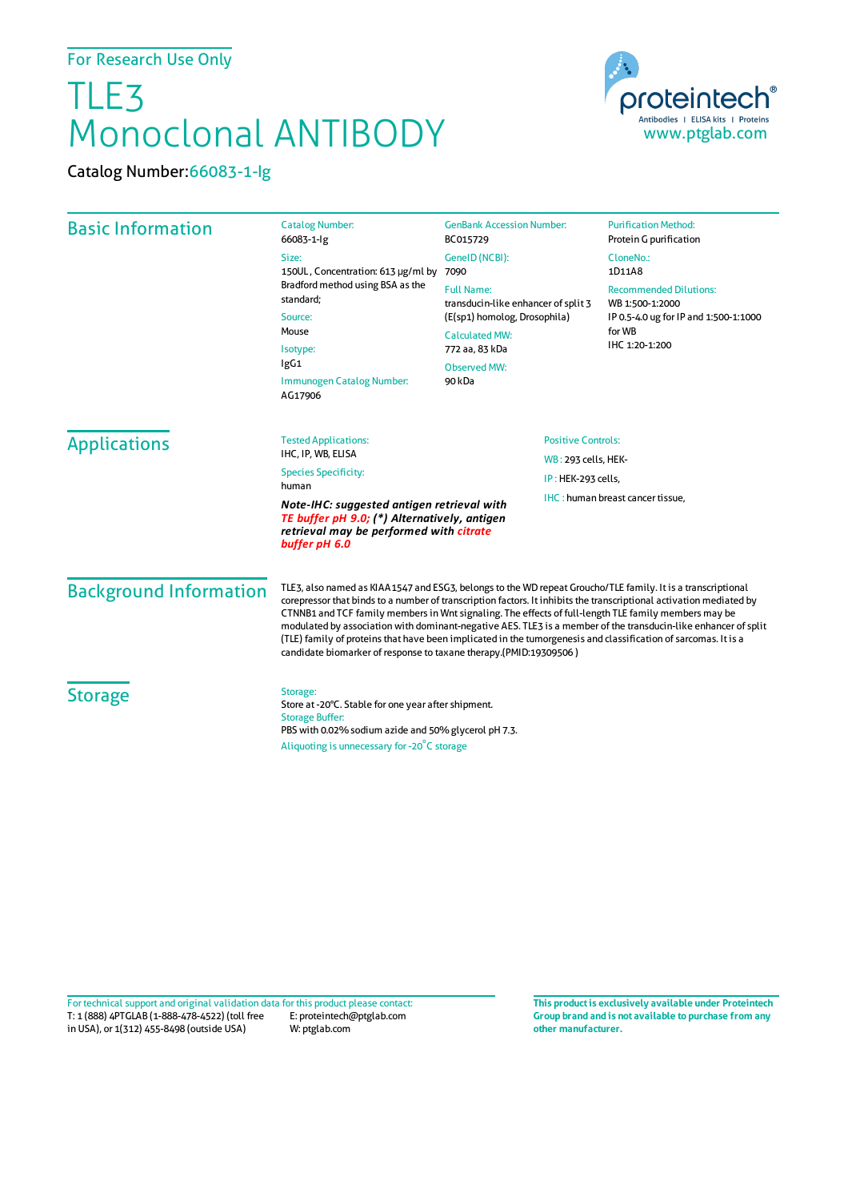For Research Use Only

# TLE3 Monoclonal ANTIBODY

Catalog Number:66083-1-Ig

proteintech®
Antibodies | ELISA kits | Proteins
www.ptglab.com

## Basic Information

Catalog Number:
66083-1-Ig

Size:
150UL , Concentration: 613 μg/ml by Bradford method using BSA as the standard;

Source:
Mouse

Isotype:
IgG1

Immunogen Catalog Number:
AG17906

GenBank Accession Number:
BC015729

GeneID (NCBI):
7090

Full Name:
transducin-like enhancer of split 3 (E(sp1) homolog, Drosophila)

Calculated MW:
772 aa, 83 kDa

Observed MW:
90 kDa

Purification Method:
Protein G purification

CloneNo.:
1D11A8

Recommended Dilutions:
WB 1:500-1:2000
IP 0.5-4.0 ug for IP and 1:500-1:1000 for WB
IHC 1:20-1:200

## Applications

Tested Applications:
IHC, IP, WB, ELISA

Species Specificity:
human

***Note-IHC: suggested antigen retrieval with TE buffer pH 9.0; (\*) Alternatively, antigen retrieval may be performed with citrate buffer pH 6.0***

Positive Controls:

WB : 293 cells, HEK-

IP : HEK-293 cells,

IHC : human breast cancer tissue,

## Background Information

TLE3, also named as KIAA1547 and ESG3, belongs to the WD repeat Groucho/TLE family. It is a transcriptional corepressor that binds to a number of transcription factors. It inhibits the transcriptional activation mediated by CTNNB1 and TCF family members in Wnt signaling. The effects of full-length TLE family members may be modulated by association with dominant-negative AES. TLE3 is a member of the transducin-like enhancer of split (TLE) family of proteins that have been implicated in the tumorgenesis and classification of sarcomas. It is a candidate biomarker of response to taxane therapy.(PMID:19309506 )

## Storage

Storage:
Store at -20°C. Stable for one year after shipment.

Storage Buffer:
PBS with 0.02% sodium azide and 50% glycerol pH 7.3.

Aliquoting is unnecessary for -20°C storage

For technical support and original validation data for this product please contact:
T: 1 (888) 4PTGLAB (1-888-478-4522) (toll free in USA), or 1(312) 455-8498 (outside USA)
E: proteintech@ptglab.com
W: ptglab.com

**This product is exclusively available under Proteintech Group brand and is not available to purchase from any other manufacturer.**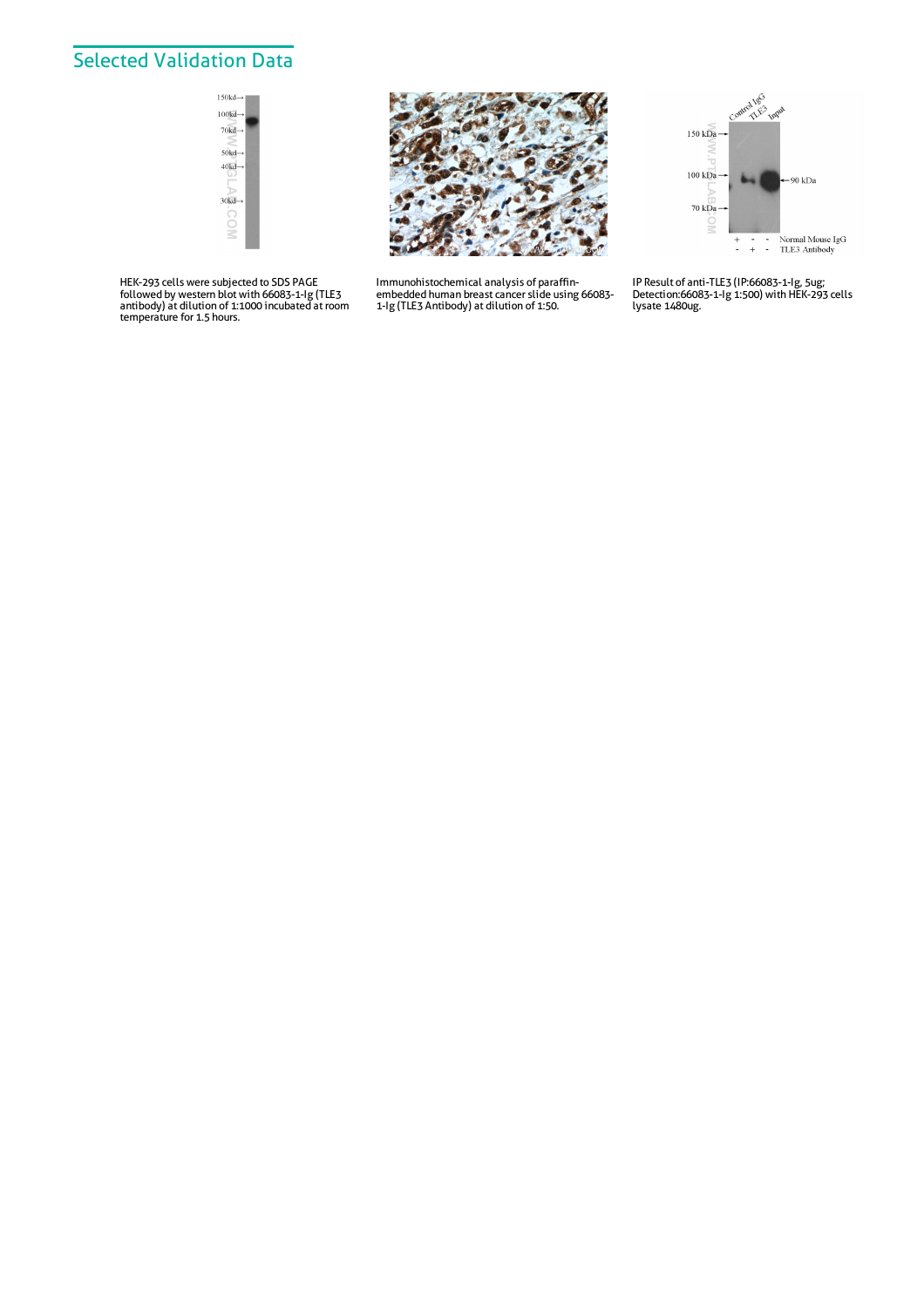## Selected Validation Data

150kd→
100kd→
70kd→
50kd→
40kd→
30kd→

HEK-293 cells were subjected to SDS PAGE followed by western blot with 66083-1-Ig (TLE3 antibody) at dilution of 1:1000 incubated at room temperature for 1.5 hours.

Immunohistochemical analysis of paraffin-embedded human breast cancer slide using 66083-1-Ig (TLE3 Antibody) at dilution of 1:50.

Control IgG
TLE3
Input
150 kDa
100 kDa
70 kDa
90 kDa
+ - - Normal Mouse IgG
- + - TLE3 Antibody

IP Result of anti-TLE3 (IP:66083-1-Ig, 5ug; Detection:66083-1-Ig 1:500) with HEK-293 cells lysate 1480ug.